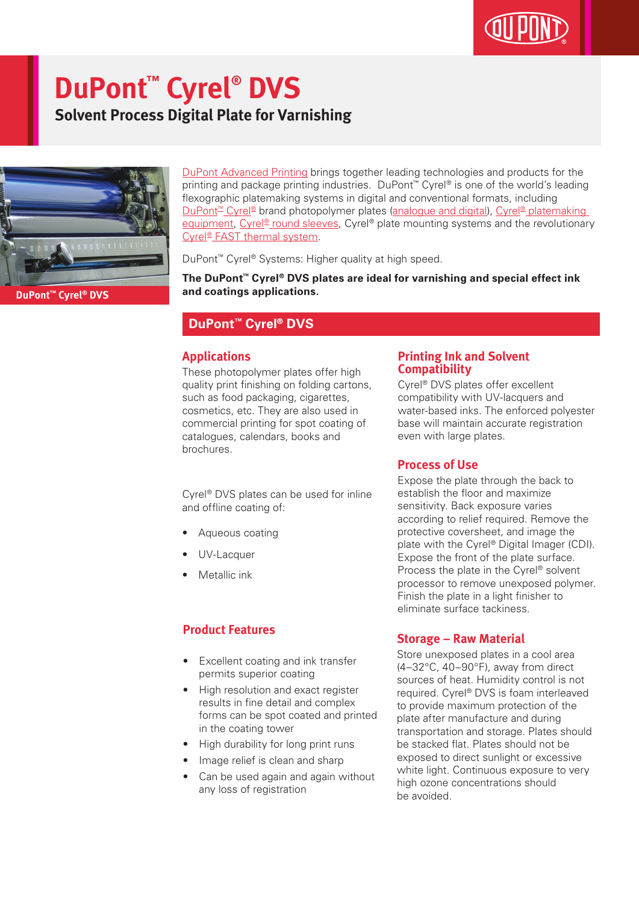# DuPont™ Cyrel® DVS

## Solvent Process Digital Plate for Varnishing

DuPont™ Cyrel® DVS

DuPont Advanced Printing brings together leading technologies and products for the printing and package printing industries. DuPont™ Cyrel® is one of the world's leading flexographic platemaking systems in digital and conventional formats, including DuPont™ Cyrel® brand photopolymer plates (analogue and digital), Cyrel® platemaking equipment, Cyrel® round sleeves, Cyrel® plate mounting systems and the revolutionary Cyrel® FAST thermal system.

DuPont™ Cyrel® Systems: Higher quality at high speed.

**The DuPont™ Cyrel® DVS plates are ideal for varnishing and special effect ink and coatings applications.**

## DuPont™ Cyrel® DVS

### Applications

These photopolymer plates offer high quality print finishing on folding cartons, such as food packaging, cigarettes, cosmetics, etc. They are also used in commercial printing for spot coating of catalogues, calendars, books and brochures.

Cyrel® DVS plates can be used for inline and offline coating of:

- Aqueous coating
- UV-Lacquer
- Metallic ink

### Product Features

- Excellent coating and ink transfer permits superior coating
- High resolution and exact register results in fine detail and complex forms can be spot coated and printed in the coating tower
- High durability for long print runs
- Image relief is clean and sharp
- Can be used again and again without any loss of registration

### Printing Ink and Solvent Compatibility

Cyrel® DVS plates offer excellent compatibility with UV-lacquers and water-based inks. The enforced polyester base will maintain accurate registration even with large plates.

### Process of Use

Expose the plate through the back to establish the floor and maximize sensitivity. Back exposure varies according to relief required. Remove the protective coversheet, and image the plate with the Cyrel® Digital Imager (CDI). Expose the front of the plate surface. Process the plate in the Cyrel® solvent processor to remove unexposed polymer. Finish the plate in a light finisher to eliminate surface tackiness.

### Storage – Raw Material

Store unexposed plates in a cool area (4–32°C, 40–90°F), away from direct sources of heat. Humidity control is not required. Cyrel® DVS is foam interleaved to provide maximum protection of the plate after manufacture and during transportation and storage. Plates should be stacked flat. Plates should not be exposed to direct sunlight or excessive white light. Continuous exposure to very high ozone concentrations should be avoided.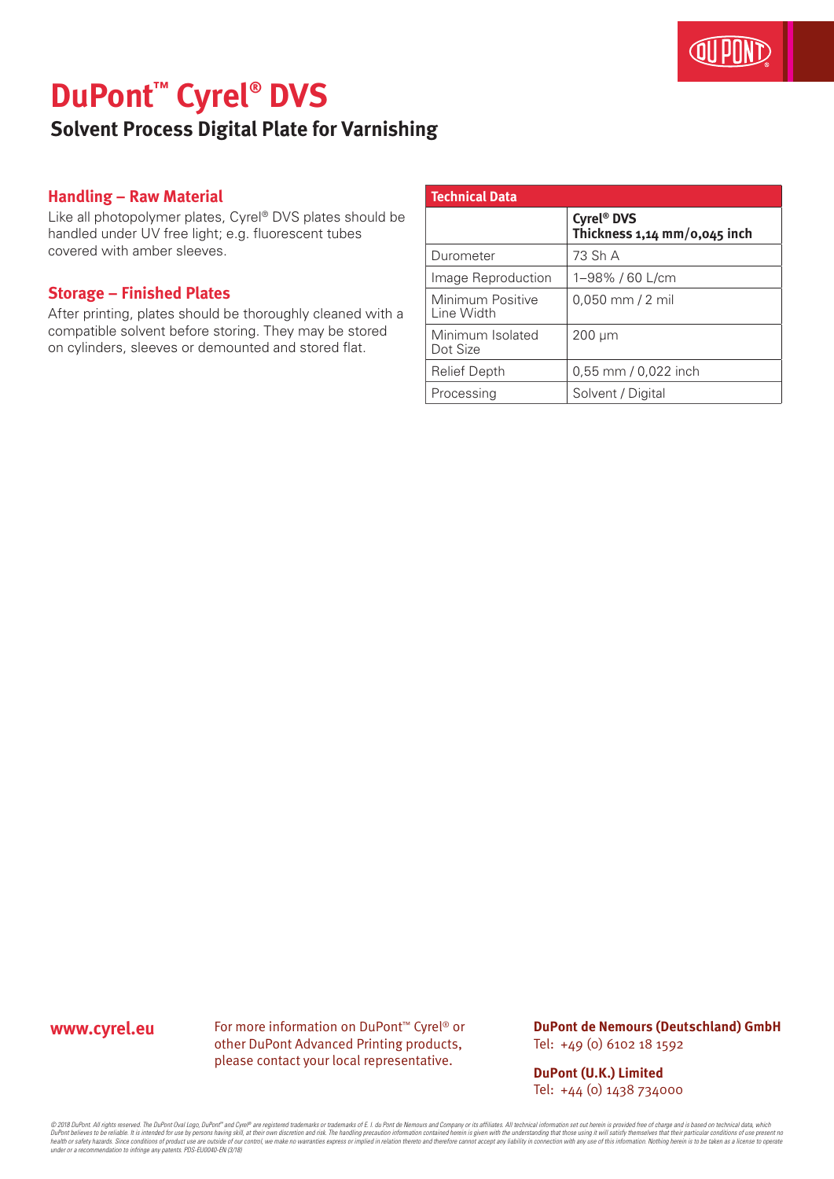# DuPont™ Cyrel® DVS

## Solvent Process Digital Plate for Varnishing

### Handling – Raw Material

Like all photopolymer plates, Cyrel® DVS plates should be handled under UV free light; e.g. fluorescent tubes covered with amber sleeves.

### Storage – Finished Plates

After printing, plates should be thoroughly cleaned with a compatible solvent before storing. They may be stored on cylinders, sleeves or demounted and stored flat.

**Technical Data**

| | **Cyrel® DVS Thickness 1,14 mm/0,045 inch** |
|---|---|
| Durometer | 73 Sh A |
| Image Reproduction | 1–98% / 60 L/cm |
| Minimum Positive Line Width | 0,050 mm / 2 mil |
| Minimum Isolated Dot Size | 200 µm |
| Relief Depth | 0,55 mm / 0,022 inch |
| Processing | Solvent / Digital |

**www.cyrel.eu**

For more information on DuPont™ Cyrel® or other DuPont Advanced Printing products, please contact your local representative.

**DuPont de Nemours (Deutschland) GmbH**
Tel: +49 (0) 6102 18 1592

**DuPont (U.K.) Limited**
Tel: +44 (0) 1438 734000

© 2018 DuPont. All rights reserved. The DuPont Oval Logo, DuPont™ and Cyrel® are registered trademarks or trademarks of E. I. du Pont de Nemours and Company or its affiliates. All technical information set out herein is provided free of charge and is based on technical data, which DuPont believes to be reliable. It is intended for use by persons having skill, at their own discretion and risk. The handling precaution information contained herein is given with the understanding that those using it will satisfy themselves that their particular conditions of use present no health or safety hazards. Since conditions of product use are outside of our control, we make no warranties express or implied in relation thereto and therefore cannot accept any liability in connection with any use of this information. Nothing herein is to be taken as a license to operate under or a recommendation to infringe any patents. PDS-EU0040-EN (3/18)